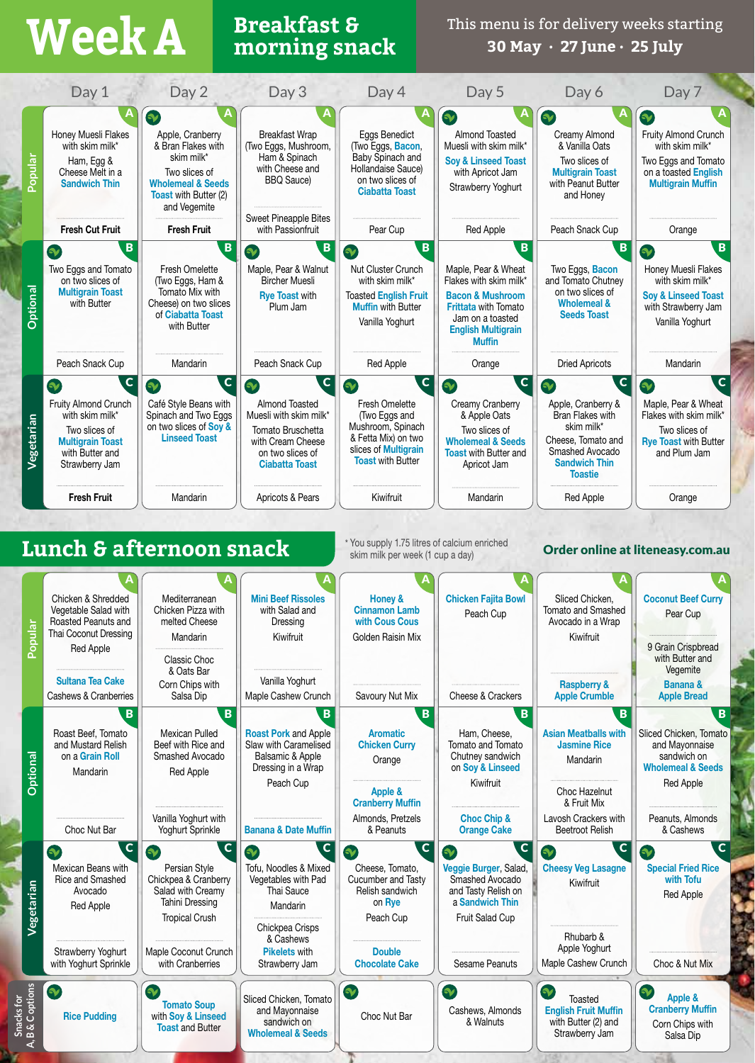# Week A

## Breakfast & morning snack

This menu is for delivery weeks starting **30 May · 27 June · 25 July**

| | Day 1 | Day 2 | Day 3 | Day 4 | Day 5 | Day 6 | Day 7 |
|---|---|---|---|---|---|---|---|
| **Popular (A)** | Honey Muesli Flakes with skim milk*<br>Ham, Egg & Cheese Melt in a Sandwich Thin<br>**Fresh Cut Fruit** | Apple, Cranberry & Bran Flakes with skim milk*<br>Two slices of Wholemeal & Seeds Toast with Butter (2) and Vegemite<br>**Fresh Fruit** | Breakfast Wrap (Two Eggs, Mushroom, Ham & Spinach with Cheese and BBQ Sauce)<br>Sweet Pineapple Bites with Passionfruit | Eggs Benedict (Two Eggs, Bacon, Baby Spinach and Hollandaise Sauce) on two slices of Ciabatta Toast<br>Pear Cup | Almond Toasted Muesli with skim milk*<br>Soy & Linseed Toast with Apricot Jam<br>Strawberry Yoghurt<br>Red Apple | Creamy Almond & Vanilla Oats<br>Two slices of Multigrain Toast with Peanut Butter and Honey<br>Peach Snack Cup | Fruity Almond Crunch with skim milk*<br>Two Eggs and Tomato on a toasted English Multigrain Muffin<br>Orange |
| **Optional (B)** | Two Eggs and Tomato on two slices of Multigrain Toast with Butter<br>Peach Snack Cup | Fresh Omelette (Two Eggs, Ham & Tomato Mix with Cheese) on two slices of Ciabatta Toast with Butter<br>Mandarin | Maple, Pear & Walnut Bircher Muesli<br>Rye Toast with Plum Jam<br>Peach Snack Cup | Nut Cluster Crunch with skim milk*<br>Toasted English Fruit Muffin with Butter<br>Vanilla Yoghurt<br>Red Apple | Maple, Pear & Wheat Flakes with skim milk*<br>Bacon & Mushroom Frittata with Tomato Jam on a toasted English Multigrain Muffin<br>Orange | Two Eggs, Bacon and Tomato Chutney on two slices of Wholemeal & Seeds Toast<br>Dried Apricots | Honey Muesli Flakes with skim milk*<br>Soy & Linseed Toast with Strawberry Jam<br>Vanilla Yoghurt<br>Mandarin |
| **Vegetarian (C)** | Fruity Almond Crunch with skim milk*<br>Two slices of Multigrain Toast with Butter and Strawberry Jam<br>**Fresh Fruit** | Café Style Beans with Spinach and Two Eggs on two slices of Soy & Linseed Toast<br>Mandarin | Almond Toasted Muesli with skim milk*<br>Tomato Bruschetta with Cream Cheese on two slices of Ciabatta Toast<br>Apricots & Pears | Fresh Omelette (Two Eggs and Mushroom, Spinach & Fetta Mix) on two slices of Multigrain Toast with Butter<br>Kiwifruit | Creamy Cranberry & Apple Oats<br>Two slices of Wholemeal & Seeds Toast with Butter and Apricot Jam<br>Mandarin | Apple, Cranberry & Bran Flakes with skim milk*<br>Cheese, Tomato and Smashed Avocado Sandwich Thin Toastie<br>Red Apple | Maple, Pear & Wheat Flakes with skim milk*<br>Two slices of Rye Toast with Butter and Plum Jam<br>Orange |

## Lunch & afternoon snack

\* You supply 1.75 litres of calcium enriched skim milk per week (1 cup a day)

**Order online at liteneasy.com.au**

| | Day 1 | Day 2 | Day 3 | Day 4 | Day 5 | Day 6 | Day 7 |
|---|---|---|---|---|---|---|---|
| **Popular (A)** | Chicken & Shredded Vegetable Salad with Roasted Peanuts and Thai Coconut Dressing<br>Red Apple<br>Sultana Tea Cake<br>Cashews & Cranberries | Mediterranean Chicken Pizza with melted Cheese<br>Mandarin<br>Classic Choc & Oats Bar<br>Corn Chips with Salsa Dip | Mini Beef Rissoles with Salad and Dressing<br>Kiwifruit<br>Vanilla Yoghurt<br>Maple Cashew Crunch | Honey & Cinnamon Lamb with Cous Cous<br>Golden Raisin Mix<br>Savoury Nut Mix | Chicken Fajita Bowl<br>Peach Cup<br>Cheese & Crackers | Sliced Chicken, Tomato and Smashed Avocado in a Wrap<br>Kiwifruit<br>Raspberry & Apple Crumble | Coconut Beef Curry<br>Pear Cup<br>9 Grain Crispbread with Butter and Vegemite<br>Banana & Apple Bread |
| **Optional (B)** | Roast Beef, Tomato and Mustard Relish on a Grain Roll<br>Mandarin<br>Choc Nut Bar | Mexican Pulled Beef with Rice and Smashed Avocado<br>Red Apple<br>Vanilla Yoghurt with Yoghurt Sprinkle | Roast Pork and Apple Slaw with Caramelised Balsamic & Apple Dressing in a Wrap<br>Peach Cup<br>Banana & Date Muffin | Aromatic Chicken Curry<br>Orange<br>Apple & Cranberry Muffin<br>Almonds, Pretzels & Peanuts | Ham, Cheese, Tomato and Tomato Chutney sandwich on Soy & Linseed<br>Kiwifruit<br>Choc Chip & Orange Cake | Asian Meatballs with Jasmine Rice<br>Mandarin<br>Choc Hazelnut & Fruit Mix<br>Lavosh Crackers with Beetroot Relish | Sliced Chicken, Tomato and Mayonnaise sandwich on Wholemeal & Seeds<br>Red Apple<br>Peanuts, Almonds & Cashews |
| **Vegetarian (C)** | Mexican Beans with Rice and Smashed Avocado<br>Red Apple<br>Strawberry Yoghurt with Yoghurt Sprinkle | Persian Style Chickpea & Cranberry Salad with Creamy Tahini Dressing<br>Tropical Crush<br>Maple Coconut Crunch with Cranberries | Tofu, Noodles & Mixed Vegetables with Pad Thai Sauce<br>Mandarin<br>Chickpea Crisps & Cashews<br>Pikelets with Strawberry Jam | Cheese, Tomato, Cucumber and Tasty Relish sandwich on Rye<br>Peach Cup<br>Double Chocolate Cake | Veggie Burger, Salad, Smashed Avocado and Tasty Relish on a Sandwich Thin<br>Fruit Salad Cup<br>Sesame Peanuts | Cheesy Veg Lasagne<br>Kiwifruit<br>Rhubarb & Apple Yoghurt<br>Maple Cashew Crunch | Special Fried Rice with Tofu<br>Red Apple<br>Choc & Nut Mix |
| **Snacks for A, B & C options** | Rice Pudding | Tomato Soup with Soy & Linseed Toast and Butter | Sliced Chicken, Tomato and Mayonnaise sandwich on Wholemeal & Seeds | Choc Nut Bar | Cashews, Almonds & Walnuts | Toasted English Fruit Muffin with Butter (2) and Strawberry Jam | Apple & Cranberry Muffin<br>Corn Chips with Salsa Dip |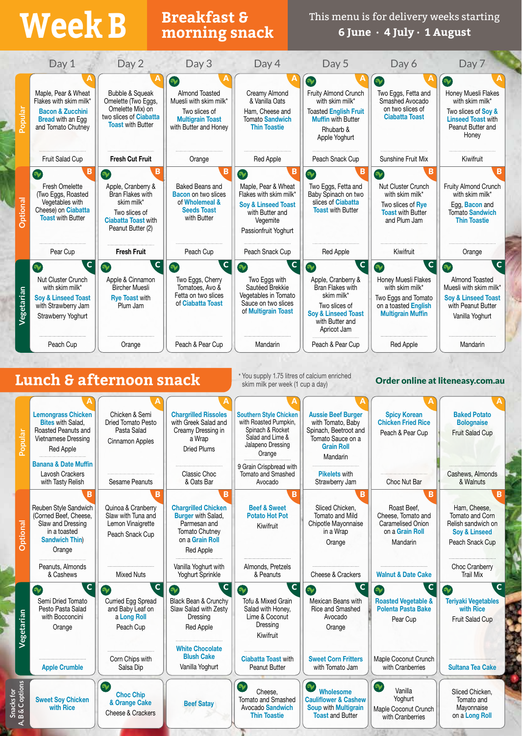# Week B

## Breakfast & morning snack

This menu is for delivery weeks starting **6 June · 4 July · 1 August**

| | Day 1 | Day 2 | Day 3 | Day 4 | Day 5 | Day 6 | Day 7 |
|---|---|---|---|---|---|---|---|
| **Popular (A)** | Maple, Pear & Wheat Flakes with skim milk* Bacon & Zucchini Bread with an Egg and Tomato Chutney | Bubble & Squeak Omelette (Two Eggs, Omelette Mix) on two slices of Ciabatta Toast with Butter | Almond Toasted Muesli with skim milk* Two slices of Multigrain Toast with Butter and Honey | Creamy Almond & Vanilla Oats Ham, Cheese and Tomato Sandwich Thin Toastie | Fruity Almond Crunch with skim milk* Toasted English Fruit Muffin with Butter Rhubarb & Apple Yoghurt | Two Eggs, Fetta and Smashed Avocado on two slices of Ciabatta Toast | Honey Muesli Flakes with skim milk* Two slices of Soy & Linseed Toast with Peanut Butter and Honey |
| | Fruit Salad Cup | Fresh Cut Fruit | Orange | Red Apple | Peach Snack Cup | Sunshine Fruit Mix | Kiwifruit |
| **Optional (B)** | Fresh Omelette (Two Eggs, Roasted Vegetables with Cheese) on Ciabatta Toast with Butter | Apple, Cranberry & Bran Flakes with skim milk* Two slices of Ciabatta Toast with Peanut Butter (2) | Baked Beans and Bacon on two slices of Wholemeal & Seeds Toast with Butter | Maple, Pear & Wheat Flakes with skim milk* Soy & Linseed Toast with Butter and Vegemite Passionfruit Yoghurt | Two Eggs, Fetta and Baby Spinach on two slices of Ciabatta Toast with Butter | Nut Cluster Crunch with skim milk* Two slices of Rye Toast with Butter and Plum Jam | Fruity Almond Crunch with skim milk* Egg, Bacon and Tomato Sandwich Thin Toastie |
| | Pear Cup | Fresh Fruit | Peach Cup | Peach Snack Cup | Red Apple | Kiwifruit | Orange |
| **Vegetarian (C)** | Nut Cluster Crunch with skim milk* Soy & Linseed Toast with Strawberry Jam Strawberry Yoghurt | Apple & Cinnamon Bircher Muesli Rye Toast with Plum Jam | Two Eggs, Cherry Tomatoes, Avo & Fetta on two slices of Ciabatta Toast | Two Eggs with Sautéed Brekkie Vegetables in Tomato Sauce on two slices of Multigrain Toast | Apple, Cranberry & Bran Flakes with skim milk* Two slices of Soy & Linseed Toast with Butter and Apricot Jam | Honey Muesli Flakes with skim milk* Two Eggs and Tomato on a toasted English Multigrain Muffin | Almond Toasted Muesli with skim milk* Soy & Linseed Toast with Peanut Butter Vanilla Yoghurt |
| | Peach Cup | Orange | Peach & Pear Cup | Mandarin | Peach & Pear Cup | Red Apple | Mandarin |

## Lunch & afternoon snack

\* You supply 1.75 litres of calcium enriched skim milk per week (1 cup a day)

**Order online at liteeasy.com.au**

| | Day 1 | Day 2 | Day 3 | Day 4 | Day 5 | Day 6 | Day 7 |
|---|---|---|---|---|---|---|---|
| **Popular (A)** | Lemongrass Chicken Bites with Salad, Roasted Peanuts and Vietnamese Dressing Red Apple | Chicken & Semi Dried Tomato Pesto Pasta Salad Cinnamon Apples | Chargrilled Rissoles with Greek Salad and Creamy Dressing in a Wrap Dried Plums | Southern Style Chicken with Roasted Pumpkin, Spinach & Rocket Salad and Lime & Jalapeno Dressing Orange | Aussie Beef Burger with Tomato, Baby Spinach, Beetroot and Tomato Sauce on a Grain Roll Mandarin | Spicy Korean Chicken Fried Rice Peach & Pear Cup | Baked Potato Bolognaise Fruit Salad Cup |
| | Banana & Date Muffin Lavosh Crackers with Tasty Relish | Sesame Peanuts | Classic Choc & Oats Bar | 9 Grain Crispbread with Tomato and Smashed Avocado | Pikelets with Strawberry Jam | Choc Nut Bar | Cashews, Almonds & Walnuts |
| **Optional (B)** | Reuben Style Sandwich (Corned Beef, Cheese, Slaw and Dressing in a toasted Sandwich Thin) Orange | Quinoa & Cranberry Slaw with Tuna and Lemon Vinaigrette Peach Snack Cup | Chargrilled Chicken Burger with Salad, Parmesan and Tomato Chutney on a Grain Roll Red Apple | Beef & Sweet Potato Hot Pot Kiwifruit | Sliced Chicken, Tomato and Mild Chipotle Mayonnaise in a Wrap Orange | Roast Beef, Cheese, Tomato and Caramelised Onion on a Grain Roll Mandarin | Ham, Cheese, Tomato and Corn Relish sandwich on Soy & Linseed Peach Snack Cup |
| | Peanuts, Almonds & Cashews | Mixed Nuts | Vanilla Yoghurt with Yoghurt Sprinkle | Almonds, Pretzels & Peanuts | Cheese & Crackers | Walnut & Date Cake | Choc Cranberry Trail Mix |
| **Vegetarian (C)** | Semi Dried Tomato Pesto Pasta Salad with Bocconcini Orange | Curried Egg Spread and Baby Leaf on a Long Roll Peach Cup | Black Bean & Crunchy Slaw Salad with Zesty Dressing Red Apple | Tofu & Mixed Grain Salad with Honey, Lime & Coconut Dressing Kiwifruit | Mexican Beans with Rice and Smashed Avocado Orange | Roasted Vegetable & Polenta Pasta Bake Pear Cup | Teriyaki Vegetables with Rice Fruit Salad Cup |
| | Apple Crumble | Corn Chips with Salsa Dip | White Chocolate Blush Cake Vanilla Yoghurt | Ciabatta Toast with Peanut Butter | Sweet Corn Fritters with Tomato Jam | Maple Coconut Crunch with Cranberries | Sultana Tea Cake |
| **Snacks for A, B & C options** | Sweet Soy Chicken with Rice | Choc Chip & Orange Cake Cheese & Crackers | Beef Satay | Cheese, Tomato and Smashed Avocado Sandwich Thin Toastie | Wholesome Cauliflower & Cashew Soup with Multigrain Toast and Butter | Vanilla Yoghurt Maple Coconut Crunch with Cranberries | Sliced Chicken, Tomato and Mayonnaise on a Long Roll |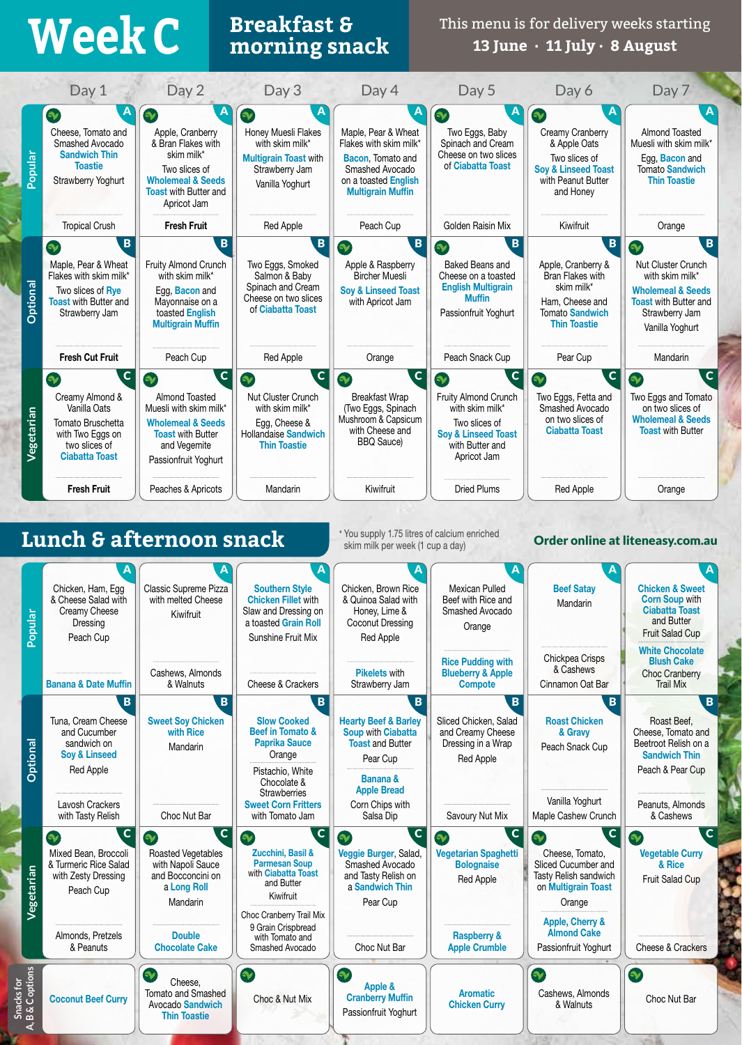# Week C

## Breakfast & morning snack

This menu is for delivery weeks starting **13 June · 11 July · 8 August**

| | Day 1 | Day 2 | Day 3 | Day 4 | Day 5 | Day 6 | Day 7 |
|---|---|---|---|---|---|---|---|
| **Popular (A)** | Cheese, Tomato and Smashed Avocado Sandwich Thin Toastie<br>Strawberry Yoghurt | Apple, Cranberry & Bran Flakes with skim milk*<br>Two slices of Wholemeal & Seeds Toast with Butter and Apricot Jam | Honey Muesli Flakes with skim milk*<br>Multigrain Toast with Strawberry Jam<br>Vanilla Yoghurt | Maple, Pear & Wheat Flakes with skim milk*<br>Bacon, Tomato and Smashed Avocado on a toasted English Multigrain Muffin | Two Eggs, Baby Spinach and Cream Cheese on two slices of Ciabatta Toast | Creamy Cranberry & Apple Oats<br>Two slices of Soy & Linseed Toast with Peanut Butter and Honey | Almond Toasted Muesli with skim milk*<br>Egg, Bacon and Tomato Sandwich Thin Toastie |
| | Tropical Crush | **Fresh Fruit** | Red Apple | Peach Cup | Golden Raisin Mix | Kiwifruit | Orange |
| **Optional (B)** | Maple, Pear & Wheat Flakes with skim milk*<br>Two slices of Rye Toast with Butter and Strawberry Jam | Fruity Almond Crunch with skim milk*<br>Egg, Bacon and Mayonnaise on a toasted English Multigrain Muffin | Two Eggs, Smoked Salmon & Baby Spinach and Cream Cheese on two slices of Ciabatta Toast | Apple & Raspberry Bircher Muesli<br>Soy & Linseed Toast with Apricot Jam | Baked Beans and Cheese on a toasted English Multigrain Muffin<br>Passionfruit Yoghurt | Apple, Cranberry & Bran Flakes with skim milk*<br>Ham, Cheese and Tomato Sandwich Thin Toastie | Nut Cluster Crunch with skim milk*<br>Wholemeal & Seeds Toast with Butter and Strawberry Jam<br>Vanilla Yoghurt |
| | **Fresh Cut Fruit** | Peach Cup | Red Apple | Orange | Peach Snack Cup | Pear Cup | Mandarin |
| **Vegetarian (C)** | Creamy Almond & Vanilla Oats<br>Tomato Bruschetta with Two Eggs on two slices of Ciabatta Toast | Almond Toasted Muesli with skim milk*<br>Wholemeal & Seeds Toast with Butter and Vegemite<br>Passionfruit Yoghurt | Nut Cluster Crunch with skim milk*<br>Egg, Cheese & Hollandaise Sandwich Thin Toastie | Breakfast Wrap (Two Eggs, Spinach Mushroom & Capsicum with Cheese and BBQ Sauce) | Fruity Almond Crunch with skim milk*<br>Two slices of Soy & Linseed Toast with Butter and Apricot Jam | Two Eggs, Fetta and Smashed Avocado on two slices of Ciabatta Toast | Two Eggs and Tomato on two slices of Wholemeal & Seeds Toast with Butter |
| | **Fresh Fruit** | Peaches & Apricots | Mandarin | Kiwifruit | Dried Plums | Red Apple | Orange |

## Lunch & afternoon snack

\* You supply 1.75 litres of calcium enriched skim milk per week (1 cup a day)

**Order online at liteneasy.com.au**

| | Day 1 | Day 2 | Day 3 | Day 4 | Day 5 | Day 6 | Day 7 |
|---|---|---|---|---|---|---|---|
| **Popular (A)** | Chicken, Ham, Egg & Cheese Salad with Creamy Cheese Dressing<br>Peach Cup | Classic Supreme Pizza with melted Cheese<br>Kiwifruit | Southern Style Chicken Fillet with Slaw and Dressing on a toasted Grain Roll<br>Sunshine Fruit Mix | Chicken, Brown Rice & Quinoa Salad with Honey, Lime & Coconut Dressing<br>Red Apple | Mexican Pulled Beef with Rice and Smashed Avocado<br>Orange | Beef Satay<br>Mandarin | Chicken & Sweet Corn Soup with Ciabatta Toast and Butter<br>Fruit Salad Cup |
| | Banana & Date Muffin | Cashews, Almonds & Walnuts | Cheese & Crackers | Pikelets with Strawberry Jam | Rice Pudding with Blueberry & Apple Compote | Chickpea Crisps & Cashews<br>Cinnamon Oat Bar | White Chocolate Blush Cake<br>Choc Cranberry Trail Mix |
| **Optional (B)** | Tuna, Cream Cheese and Cucumber sandwich on Soy & Linseed<br>Red Apple | Sweet Soy Chicken with Rice<br>Mandarin | Slow Cooked Beef in Tomato & Paprika Sauce<br>Orange | Hearty Beef & Barley Soup with Ciabatta Toast and Butter<br>Pear Cup | Sliced Chicken, Salad and Creamy Cheese Dressing in a Wrap<br>Red Apple | Roast Chicken & Gravy<br>Peach Snack Cup | Roast Beef, Cheese, Tomato and Beetroot Relish on a Sandwich Thin<br>Peach & Pear Cup |
| | Lavosh Crackers with Tasty Relish | Choc Nut Bar | Pistachio, White Chocolate & Strawberries<br>Sweet Corn Fritters with Tomato Jam | Banana & Apple Bread<br>Corn Chips with Salsa Dip | Savoury Nut Mix | Vanilla Yoghurt<br>Maple Cashew Crunch | Peanuts, Almonds & Cashews |
| **Vegetarian (C)** | Mixed Bean, Broccoli & Turmeric Rice Salad with Zesty Dressing<br>Peach Cup | Roasted Vegetables with Napoli Sauce and Bocconcini on a Long Roll<br>Mandarin | Zucchini, Basil & Parmesan Soup with Ciabatta Toast and Butter<br>Kiwifruit | Veggie Burger, Salad, Smashed Avocado and Tasty Relish on a Sandwich Thin<br>Pear Cup | Vegetarian Spaghetti Bolognaise<br>Red Apple | Cheese, Tomato, Sliced Cucumber and Tasty Relish sandwich on Multigrain Toast<br>Orange | Vegetable Curry & Rice<br>Fruit Salad Cup |
| | Almonds, Pretzels & Peanuts | Double Chocolate Cake | Choc Cranberry Trail Mix<br>9 Grain Crispbread with Tomato and Smashed Avocado | Choc Nut Bar | Raspberry & Apple Crumble | Apple, Cherry & Almond Cake<br>Passionfruit Yoghurt | Cheese & Crackers |
| **Snacks for A, B & C options** | Coconut Beef Curry | Cheese, Tomato and Smashed Avocado Sandwich Thin Toastie | Choc & Nut Mix | Apple & Cranberry Muffin<br>Passionfruit Yoghurt | Aromatic Chicken Curry | Cashews, Almonds & Walnuts | Choc Nut Bar |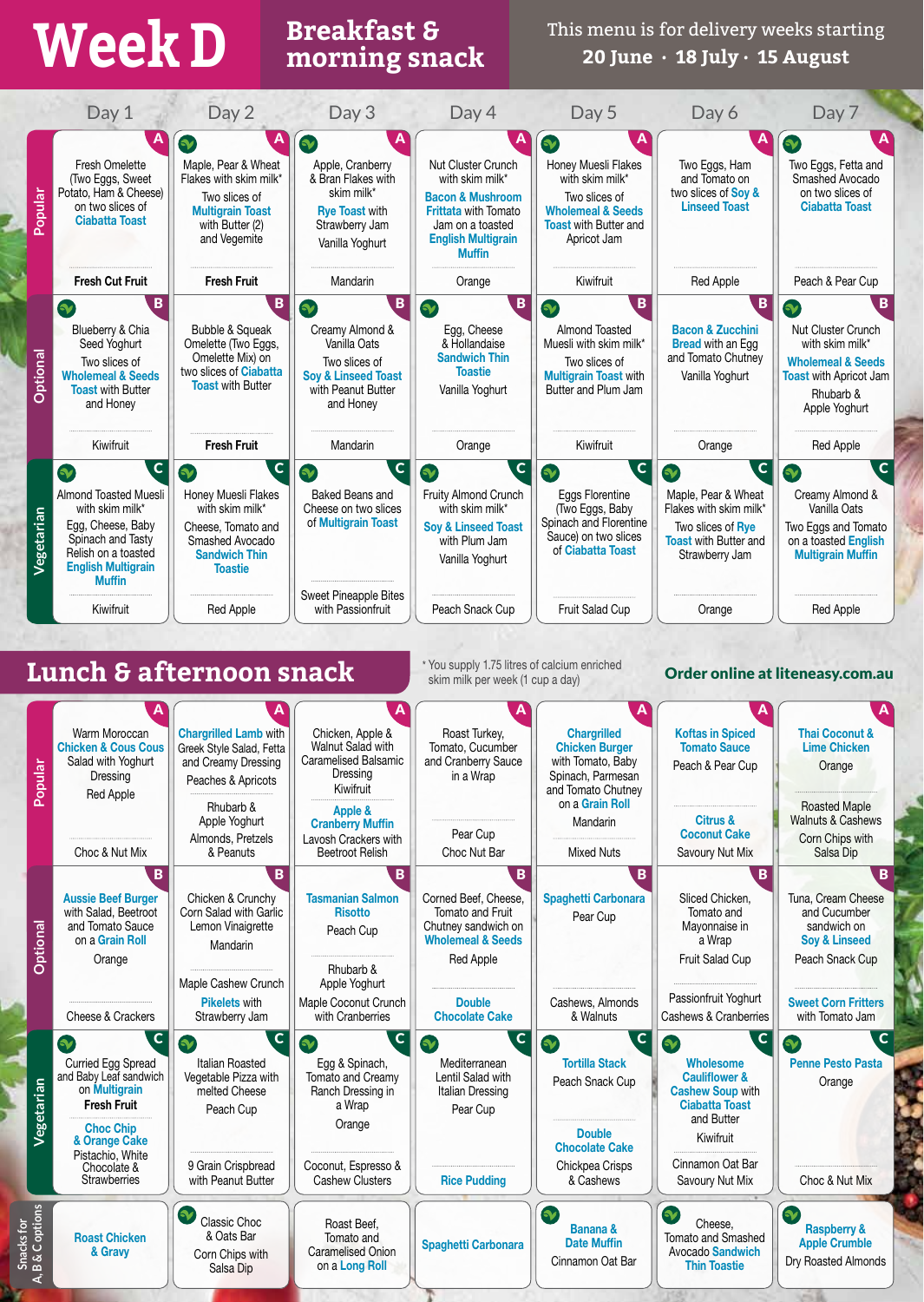# Week D

## Breakfast & morning snack

This menu is for delivery weeks starting **20 June · 18 July · 15 August**

| | Day 1 | Day 2 | Day 3 | Day 4 | Day 5 | Day 6 | Day 7 |
|---|---|---|---|---|---|---|---|
| **Popular (A)** | Fresh Omelette (Two Eggs, Sweet Potato, Ham & Cheese) on two slices of Ciabatta Toast | Maple, Pear & Wheat Flakes with skim milk* Two slices of Multigrain Toast with Butter (2) and Vegemite | Apple, Cranberry & Bran Flakes with skim milk* Rye Toast with Strawberry Jam Vanilla Yoghurt | Nut Cluster Crunch with skim milk* Bacon & Mushroom Frittata with Tomato Jam on a toasted English Multigrain Muffin | Honey Muesli Flakes with skim milk* Two slices of Wholemeal & Seeds Toast with Butter and Apricot Jam | Two Eggs, Ham and Tomato on two slices of Soy & Linseed Toast | Two Eggs, Feta and Smashed Avocado on two slices of Ciabatta Toast |
| | Fresh Cut Fruit | Fresh Fruit | Mandarin | Orange | Kiwifruit | Red Apple | Peach & Pear Cup |
| **Optional (B)** | Blueberry & Chia Seed Yoghurt Two slices of Wholemeal & Seeds Toast with Butter and Honey | Bubble & Squeak Omelette (Two Eggs, Omelette Mix) on two slices of Ciabatta Toast with Butter | Creamy Almond & Vanilla Oats Two slices of Soy & Linseed Toast with Peanut Butter and Honey | Egg, Cheese & Hollandaise Sandwich Thin Toastie Vanilla Yoghurt | Almond Toasted Muesli with skim milk* Two slices of Multigrain Toast with Butter and Plum Jam | Bacon & Zucchini Bread with an Egg and Tomato Chutney Vanilla Yoghurt | Nut Cluster Crunch with skim milk* Wholemeal & Seeds Toast with Apricot Jam Rhubarb & Apple Yoghurt |
| | Kiwifruit | Fresh Fruit | Mandarin | Orange | Kiwifruit | Orange | Red Apple |
| **Vegetarian (C)** | Almond Toasted Muesli with skim milk* Egg, Cheese, Baby Spinach and Tasty Relish on a toasted English Multigrain Muffin | Honey Muesli Flakes with skim milk* Cheese, Tomato and Smashed Avocado Sandwich Thin Toastie | Baked Beans and Cheese on two slices of Multigrain Toast | Fruity Almond Crunch with skim milk* Soy & Linseed Toast with Plum Jam Vanilla Yoghurt | Eggs Florentine (Two Eggs, Baby Spinach and Florentine Sauce) on two slices of Ciabatta Toast | Maple, Pear & Wheat Flakes with skim milk* Two slices of Rye Toast with Butter and Strawberry Jam | Creamy Almond & Vanilla Oats Two Eggs and Tomato on a toasted English Multigrain Muffin |
| | Kiwifruit | Red Apple | Sweet Pineapple Bites with Passionfruit | Peach Snack Cup | Fruit Salad Cup | Orange | Red Apple |

## Lunch & afternoon snack

\* You supply 1.75 litres of calcium enriched skim milk per week (1 cup a day)

**Order online at liteneasy.com.au**

| | Day 1 | Day 2 | Day 3 | Day 4 | Day 5 | Day 6 | Day 7 |
|---|---|---|---|---|---|---|---|
| **Popular (A)** | Warm Moroccan Chicken & Cous Cous Salad with Yoghurt Dressing Red Apple | Chargrilled Lamb with Greek Style Salad, Feta and Creamy Dressing Peaches & Apricots Rhubarb & Apple Yoghurt | Chicken, Apple & Walnut Salad with Caramelised Balsamic Dressing Kiwifruit Apple & Cranberry Muffin | Roast Turkey, Tomato, Cucumber and Cranberry Sauce in a Wrap Pear Cup | Chargrilled Chicken Burger with Tomato, Baby Spinach, Parmesan and Tomato Chutney on a Grain Roll Mandarin | Koftas in Spiced Tomato Sauce Peach & Pear Cup Citrus & Coconut Cake | Thai Coconut & Lime Chicken Orange Roasted Maple Walnuts & Cashews |
| | Choc & Nut Mix | Almonds, Pretzels & Peanuts | Lavosh Crackers with Beetroot Relish | Choc Nut Bar | Mixed Nuts | Savoury Nut Mix | Corn Chips with Salsa Dip |
| **Optional (B)** | Aussie Beef Burger with Salad, Beetroot and Tomato Sauce on a Grain Roll Orange | Chicken & Crunchy Corn Salad with Garlic Lemon Vinaigrette Mandarin Maple Cashew Crunch | Tasmanian Salmon Risotto Peach Cup Rhubarb & Apple Yoghurt | Corned Beef, Cheese, Tomato and Fruit Chutney sandwich on Wholemeal & Seeds Red Apple | Spaghetti Carbonara Pear Cup | Sliced Chicken, Tomato and Mayonnaise in a Wrap Fruit Salad Cup Passionfruit Yoghurt | Tuna, Cream Cheese and Cucumber sandwich on Soy & Linseed Peach Snack Cup |
| | Cheese & Crackers | Pikelets with Strawberry Jam | Maple Coconut Crunch with Cranberries | Double Chocolate Cake | Cashews, Almonds & Walnuts | Cashews & Cranberries | Sweet Corn Fritters with Tomato Jam |
| **Vegetarian (C)** | Curried Egg Spread and Baby Leaf sandwich on Multigrain Fresh Fruit Choc Chip & Orange Cake | Italian Roasted Vegetable Pizza with melted Cheese Peach Cup | Egg & Spinach, Tomato and Creamy Ranch Dressing in a Wrap Orange | Mediterranean Lentil Salad with Italian Dressing Pear Cup | Tortilla Stack Peach Snack Cup Double Chocolate Cake | Wholesome Cauliflower & Cashew Soup with Ciabatta Toast and Butter Kiwifruit Cinnamon Oat Bar | Penne Pesto Pasta Orange |
| | Pistachio, White Chocolate & Strawberries | 9 Grain Crispbread with Peanut Butter | Coconut, Espresso & Cashew Clusters | Rice Pudding | Chickpea Crisps & Cashews | Savoury Nut Mix | Choc & Nut Mix |
| **Snacks for A, B & C options** | Roast Chicken & Gravy | Classic Choc & Oats Bar Corn Chips with Salsa Dip | Roast Beef, Tomato and Caramelised Onion on a Long Roll | Spaghetti Carbonara | Banana & Date Muffin Cinnamon Oat Bar | Cheese, Tomato and Smashed Avocado Sandwich Thin Toastie | Raspberry & Apple Crumble Dry Roasted Almonds |